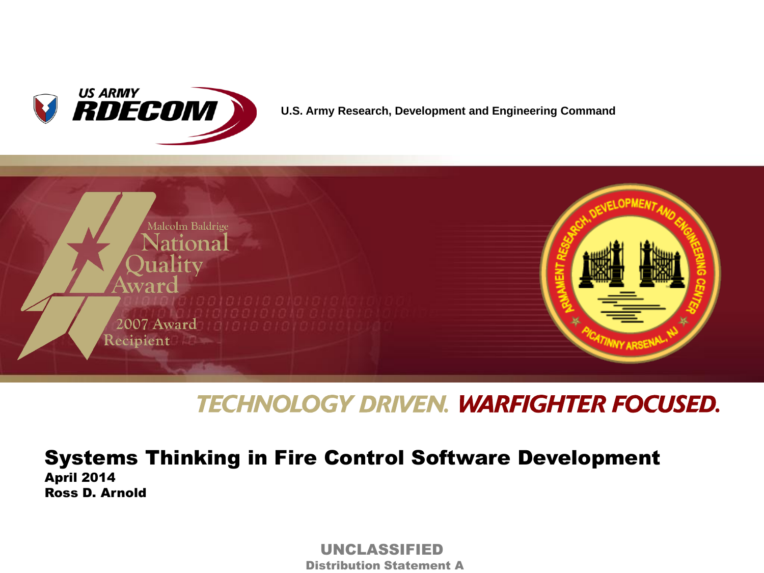US ARMY RDECOM

U.S. Army Research, Development and Engineering Command

Malcolm Baldrige National Quality Award

2007 Award Recipient

ARMAMENT RESEARCH, DEVELOPMENT AND ENGINEERING CENTER

PICATINNY ARSENAL, NJ

TECHNOLOGY DRIVEN. WARFIGHTER FOCUSED.

# Systems Thinking in Fire Control Software Development

**April 2014**

**Ross D. Arnold**

UNCLASSIFIED

Distribution Statement A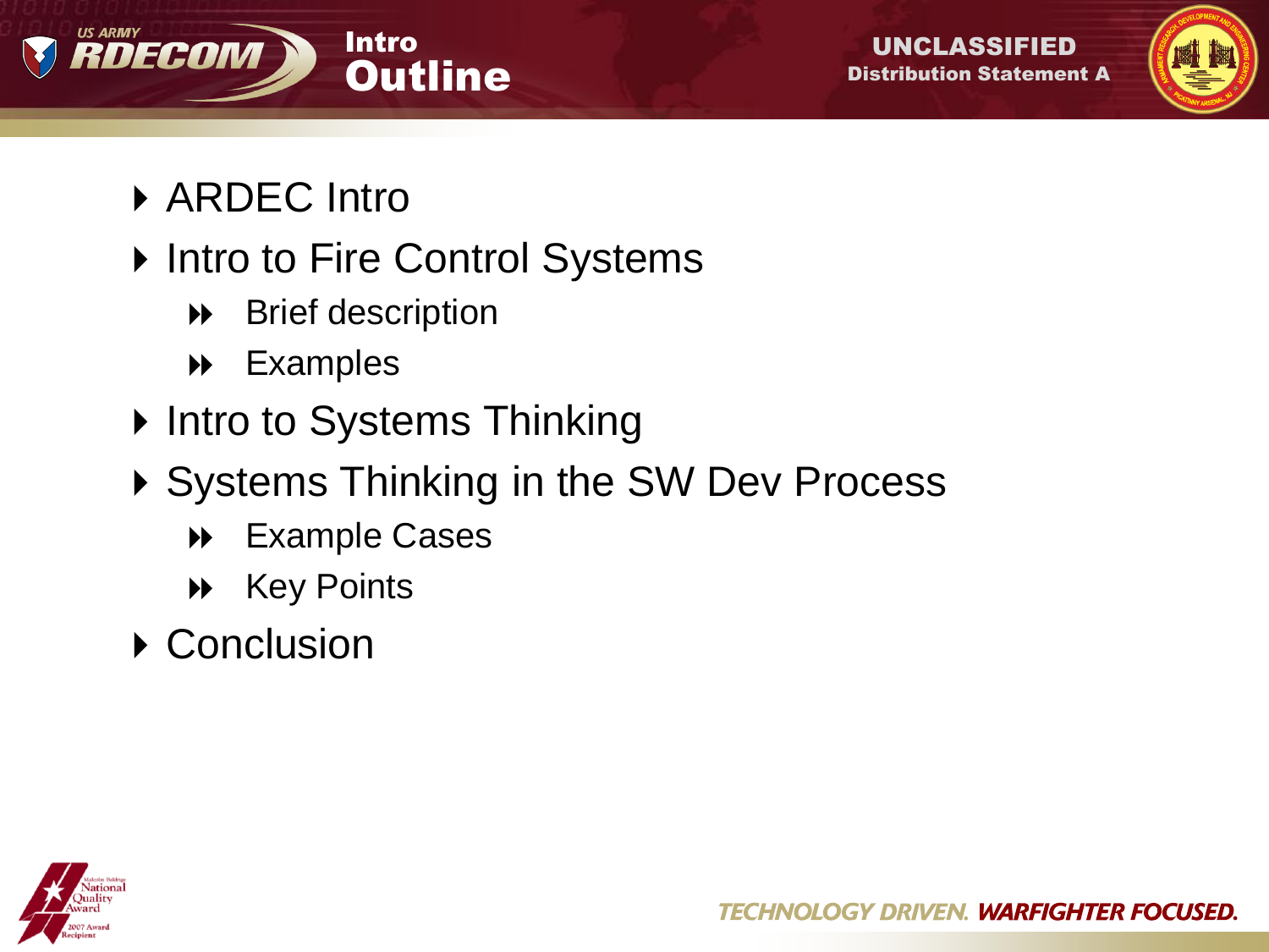# Intro Outline

- ARDEC Intro
- Intro to Fire Control Systems
  - Brief description
  - Examples
- Intro to Systems Thinking
- Systems Thinking in the SW Dev Process
  - Example Cases
  - Key Points
- Conclusion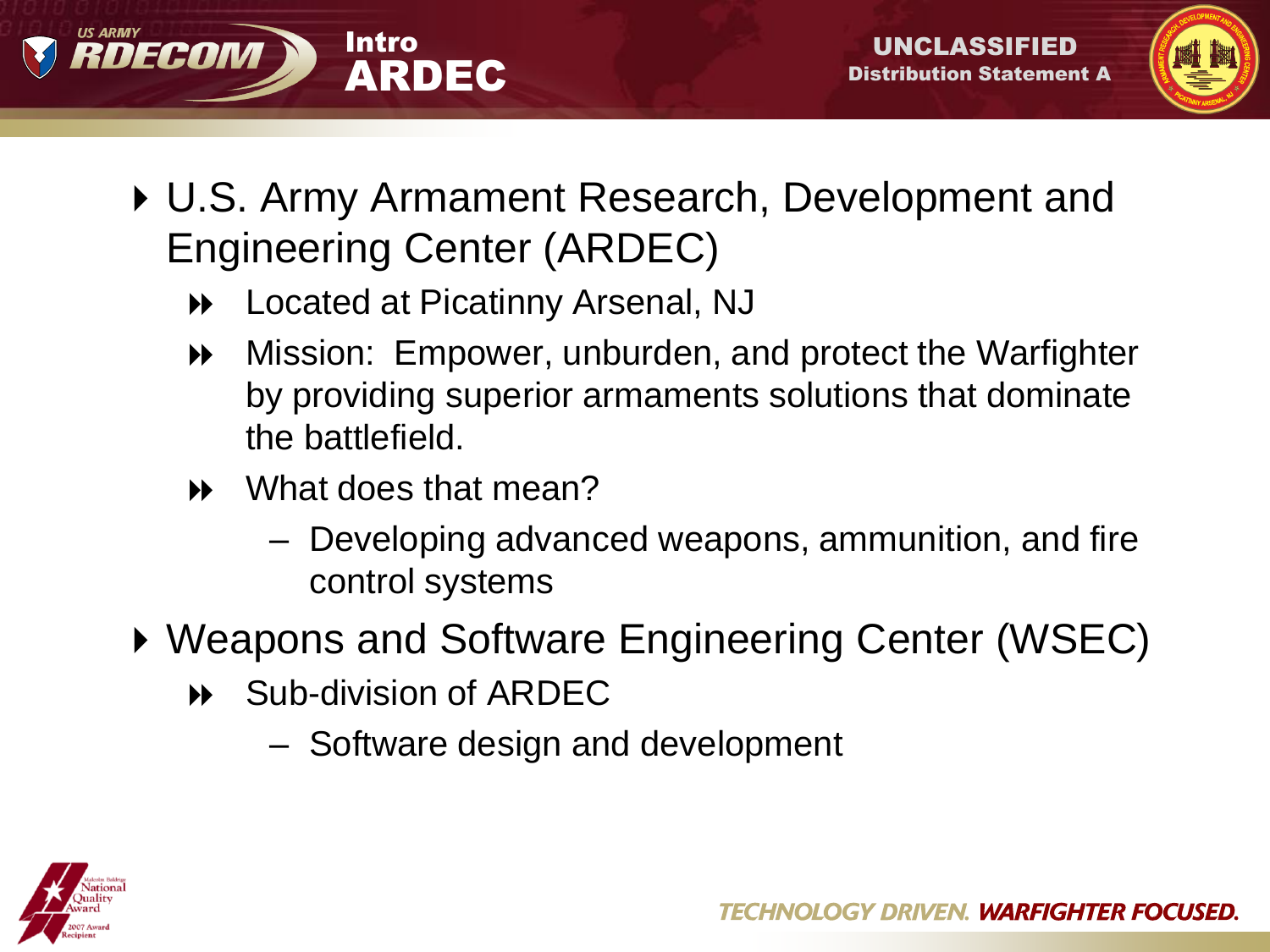# Intro ARDEC

- U.S. Army Armament Research, Development and Engineering Center (ARDEC)
  - Located at Picatinny Arsenal, NJ
  - Mission: Empower, unburden, and protect the Warfighter by providing superior armaments solutions that dominate the battlefield.
  - What does that mean?
    - Developing advanced weapons, ammunition, and fire control systems
- Weapons and Software Engineering Center (WSEC)
  - Sub-division of ARDEC
    - Software design and development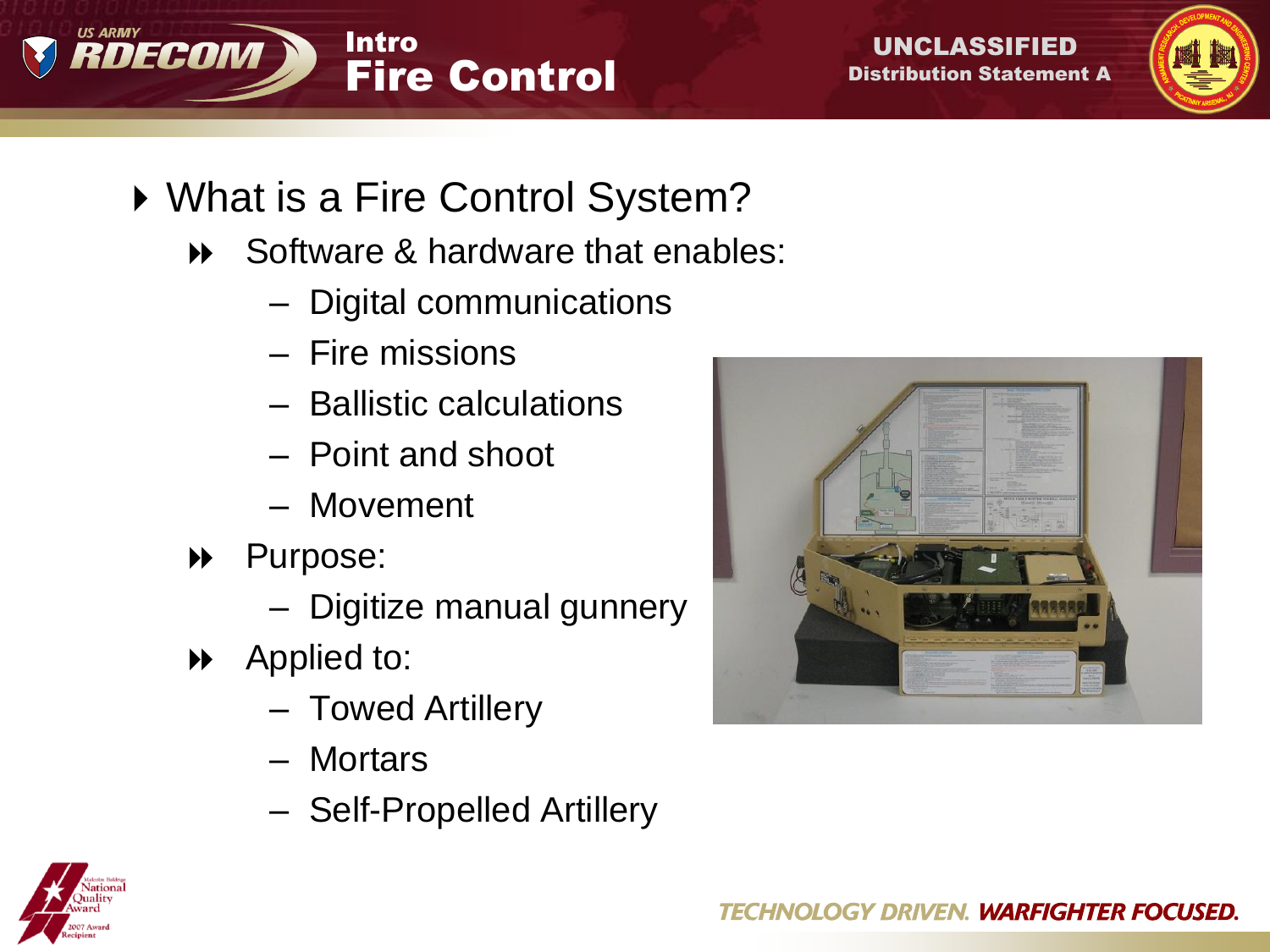# Intro Fire Control

- What is a Fire Control System?
  - Software & hardware that enables:
    - Digital communications
    - Fire missions
    - Ballistic calculations
    - Point and shoot
    - Movement
  - Purpose:
    - Digitize manual gunnery
  - Applied to:
    - Towed Artillery
    - Mortars
    - Self-Propelled Artillery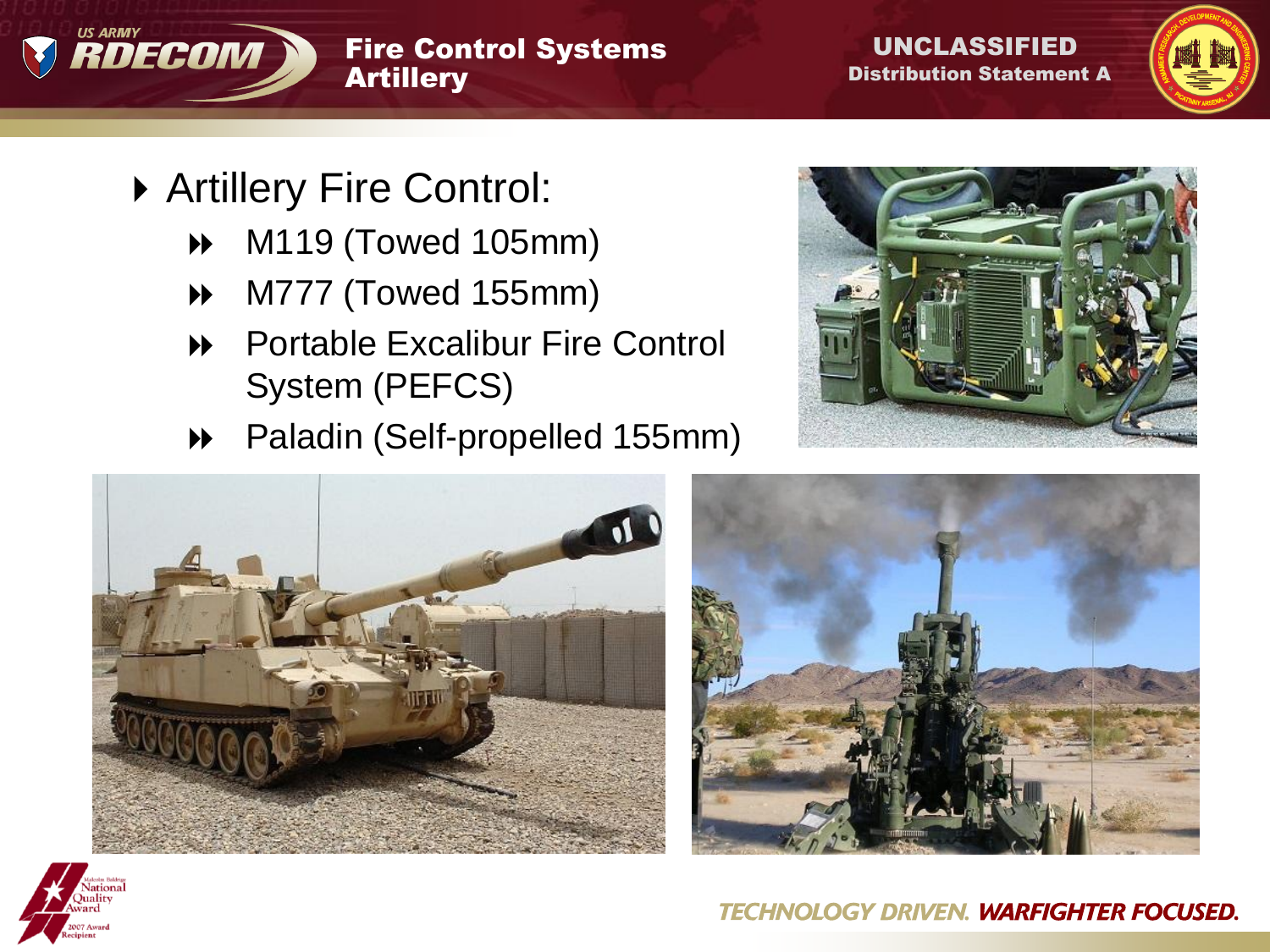# Fire Control Systems Artillery

- Artillery Fire Control:
  - M119 (Towed 105mm)
  - M777 (Towed 155mm)
  - Portable Excalibur Fire Control System (PEFCS)
  - Paladin (Self-propelled 155mm)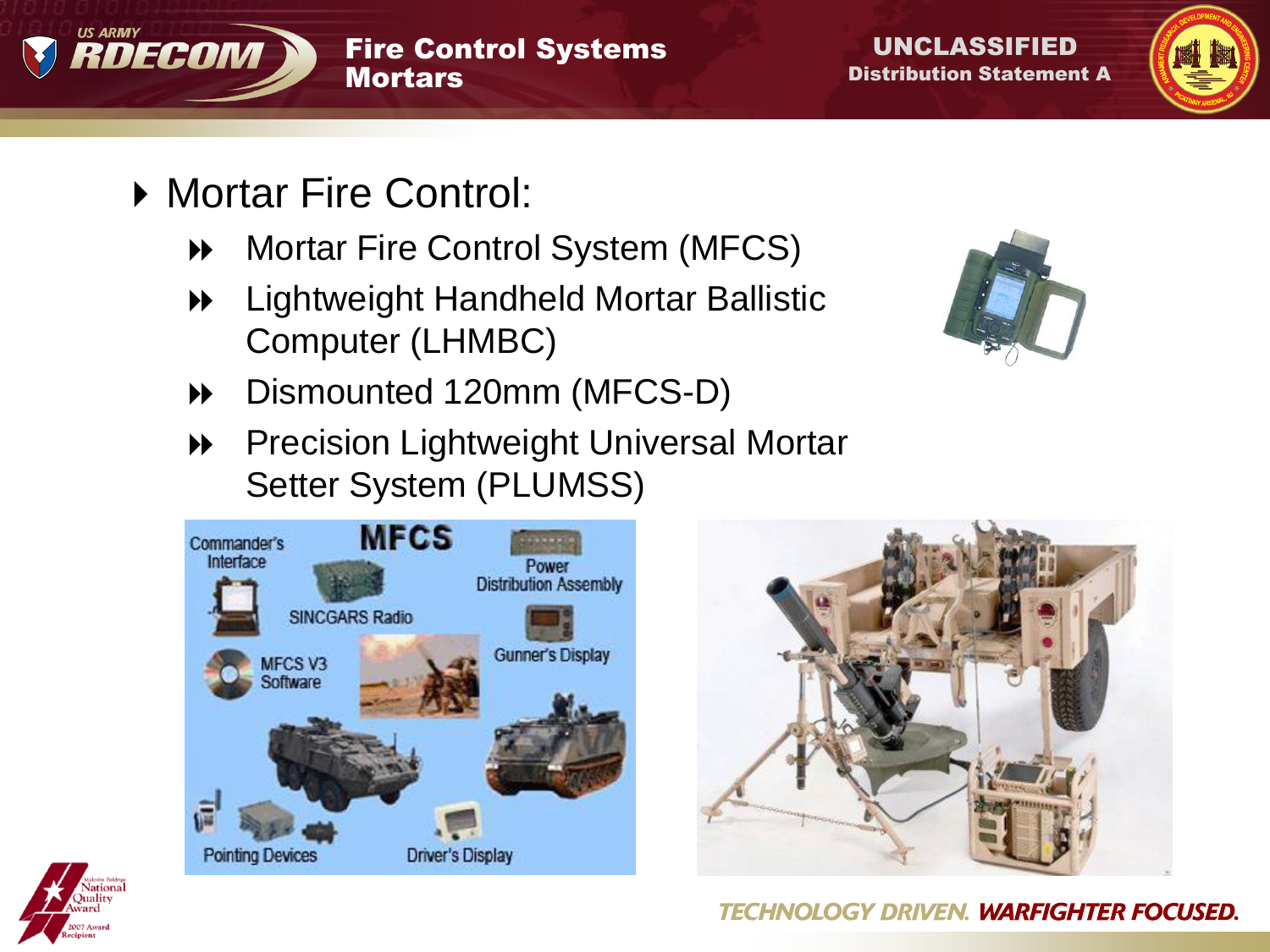- Mortar Fire Control:
  - Mortar Fire Control System (MFCS)
  - Lightweight Handheld Mortar Ballistic Computer (LHMBC)
  - Dismounted 120mm (MFCS-D)
  - Precision Lightweight Universal Mortar Setter System (PLUMSS)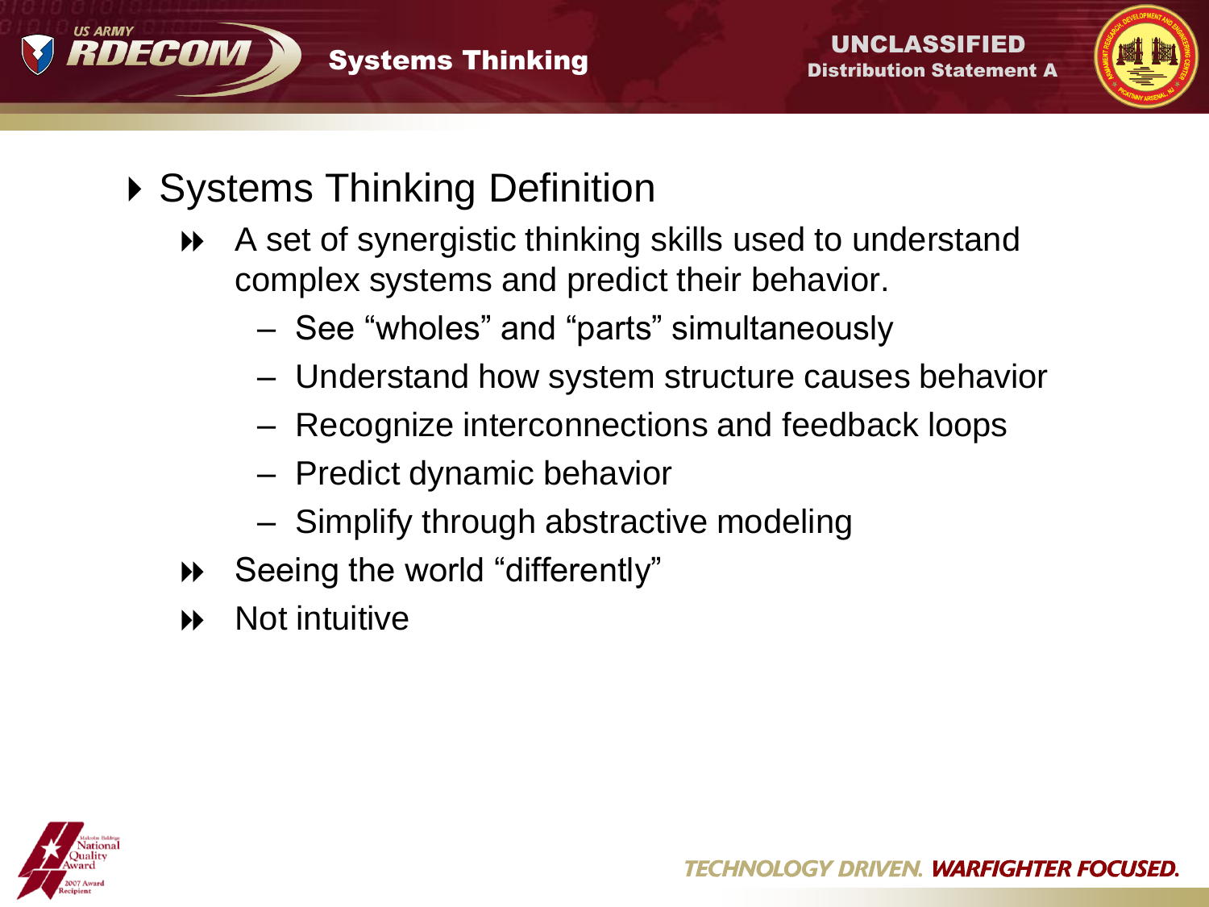- Systems Thinking Definition
  - A set of synergistic thinking skills used to understand complex systems and predict their behavior.
    - See "wholes" and "parts" simultaneously
    - Understand how system structure causes behavior
    - Recognize interconnections and feedback loops
    - Predict dynamic behavior
    - Simplify through abstractive modeling
  - Seeing the world "differently"
  - Not intuitive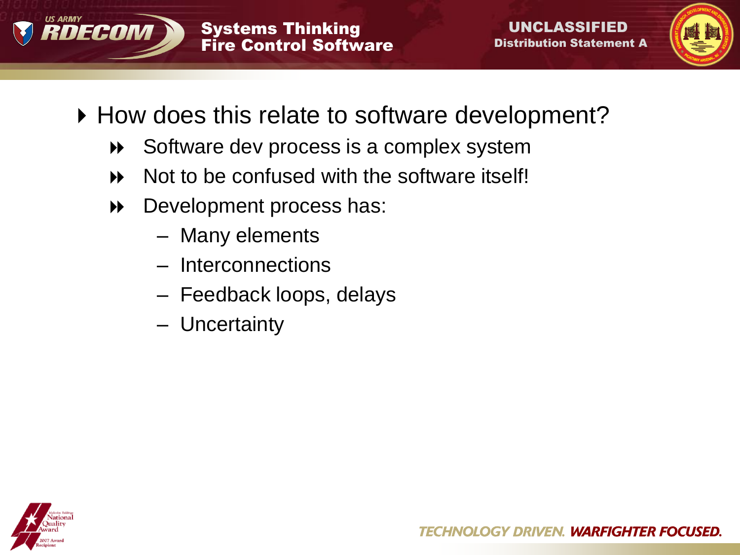- How does this relate to software development?
  - Software dev process is a complex system
  - Not to be confused with the software itself!
  - Development process has:
    - Many elements
    - Interconnections
    - Feedback loops, delays
    - Uncertainty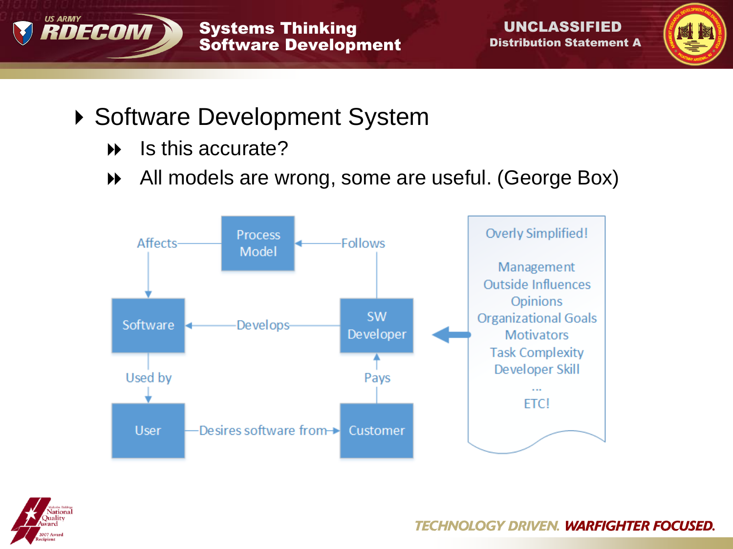- Software Development System
  - Is this accurate?
  - All models are wrong, some are useful. (George Box)

Process Model

Affects

Follows

Software

Develops

SW Developer

Used by

Pays

User

Desires software from

Customer

Overly Simplified!

Management
Outside Influences
Opinions
Organizational Goals
Motivators
Task Complexity
Developer Skill
...
ETC!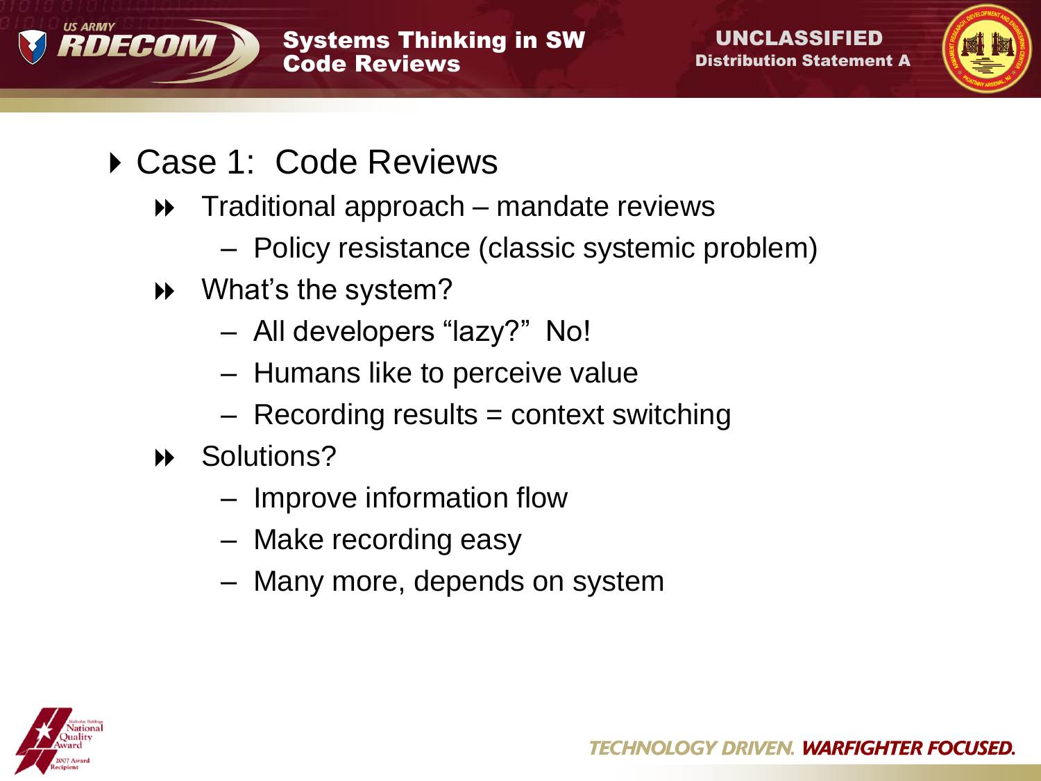## Case 1: Code Reviews

- Traditional approach – mandate reviews
  - Policy resistance (classic systemic problem)
- What's the system?
  - All developers "lazy?" No!
  - Humans like to perceive value
  - Recording results = context switching
- Solutions?
  - Improve information flow
  - Make recording easy
  - Many more, depends on system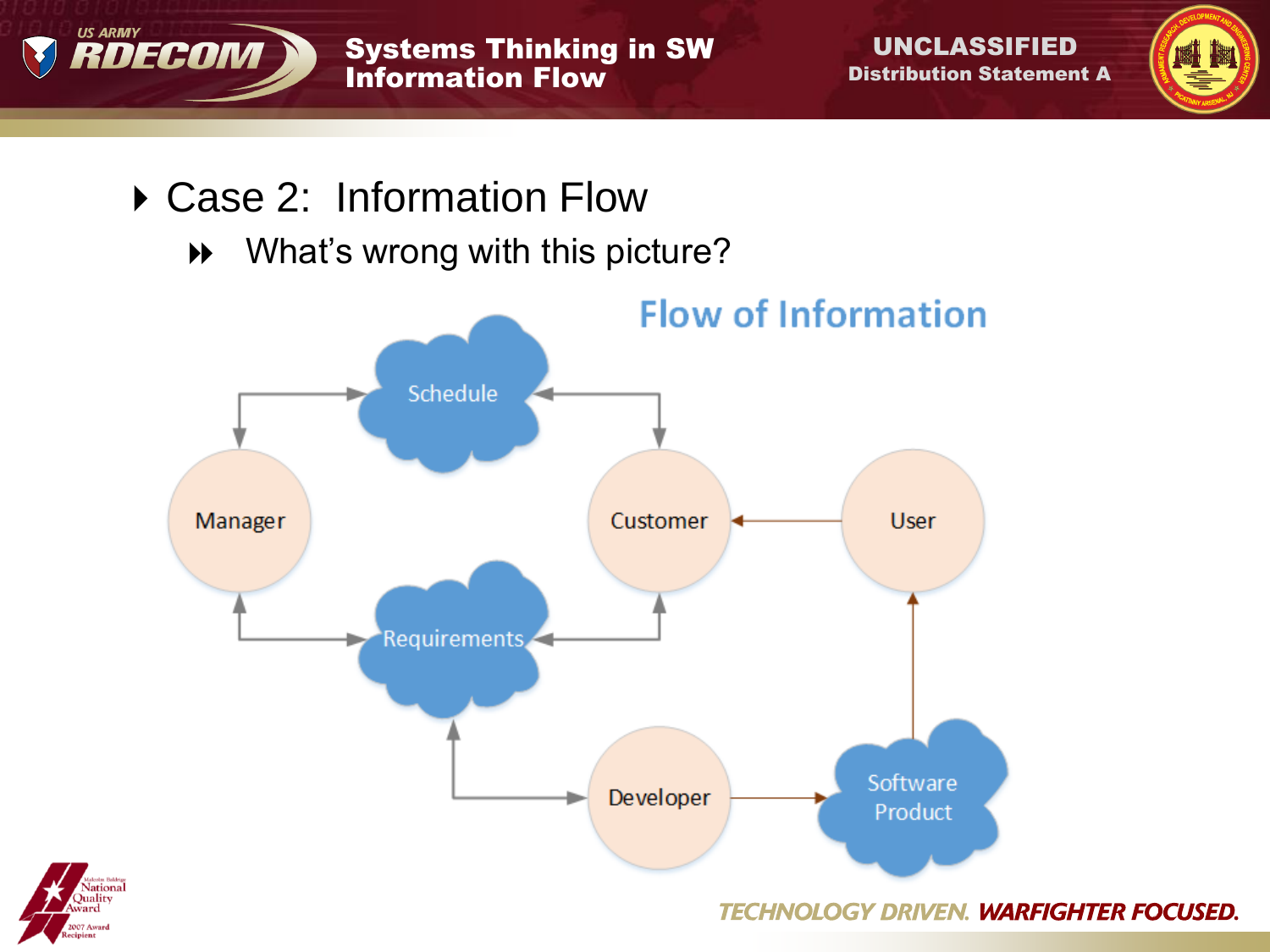- Case 2: Information Flow
  - What's wrong with this picture?

**Flow of Information**

Schedule

Manager

Customer

User

Requirements

Developer

Software Product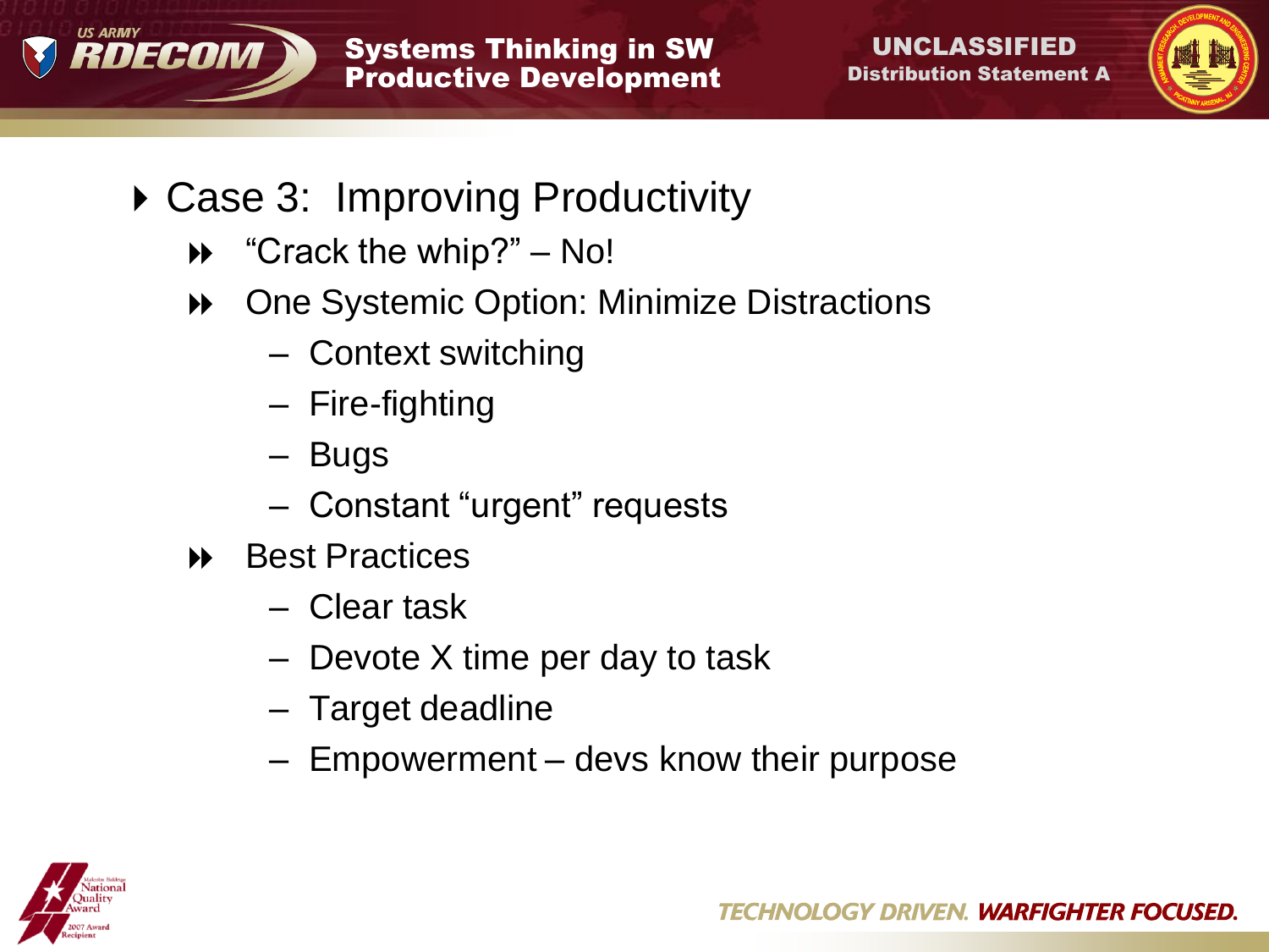## Case 3: Improving Productivity

- "Crack the whip?" – No!
- One Systemic Option: Minimize Distractions
  - Context switching
  - Fire-fighting
  - Bugs
  - Constant "urgent" requests
- Best Practices
  - Clear task
  - Devote X time per day to task
  - Target deadline
  - Empowerment – devs know their purpose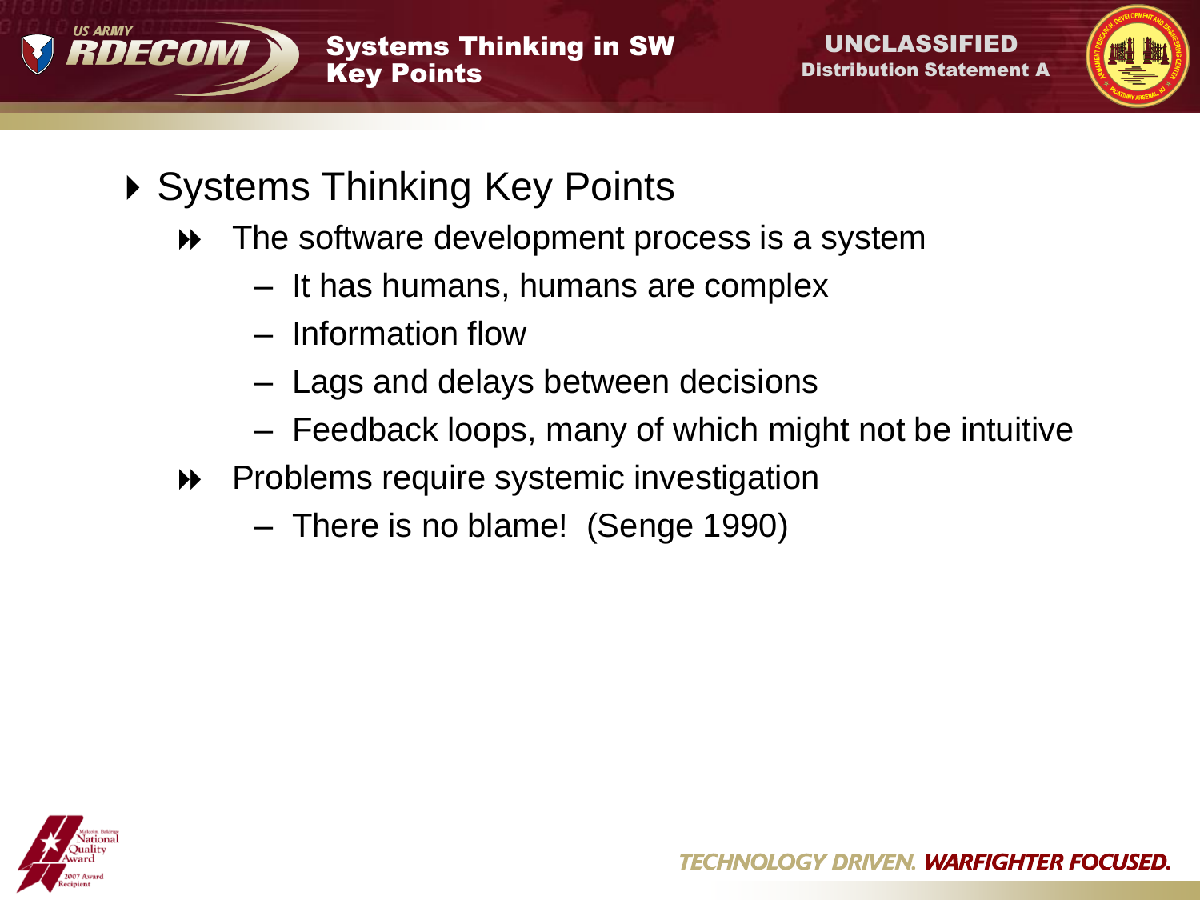# Systems Thinking in SW Key Points

- Systems Thinking Key Points
  - The software development process is a system
    - It has humans, humans are complex
    - Information flow
    - Lags and delays between decisions
    - Feedback loops, many of which might not be intuitive
  - Problems require systemic investigation
    - There is no blame! (Senge 1990)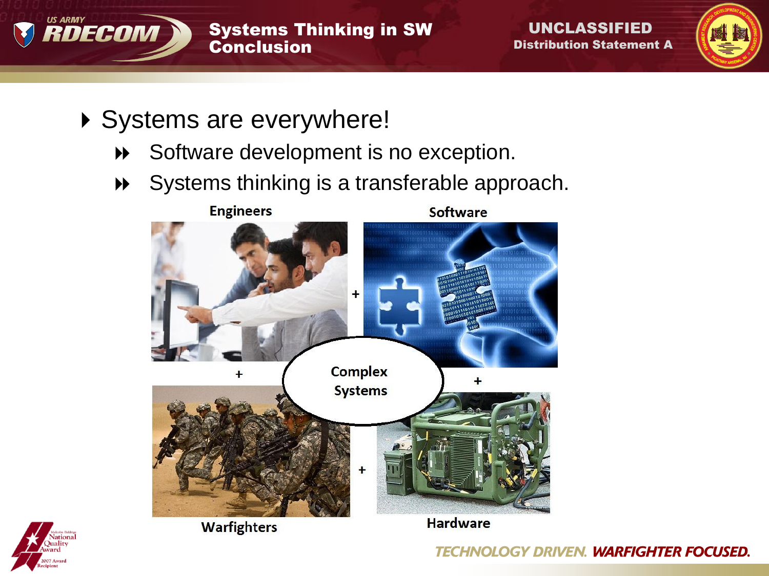# Systems Thinking in SW Conclusion

- Systems are everywhere!
  - Software development is no exception.
  - Systems thinking is a transferable approach.

Engineers + Software + Hardware + Warfighters

Complex Systems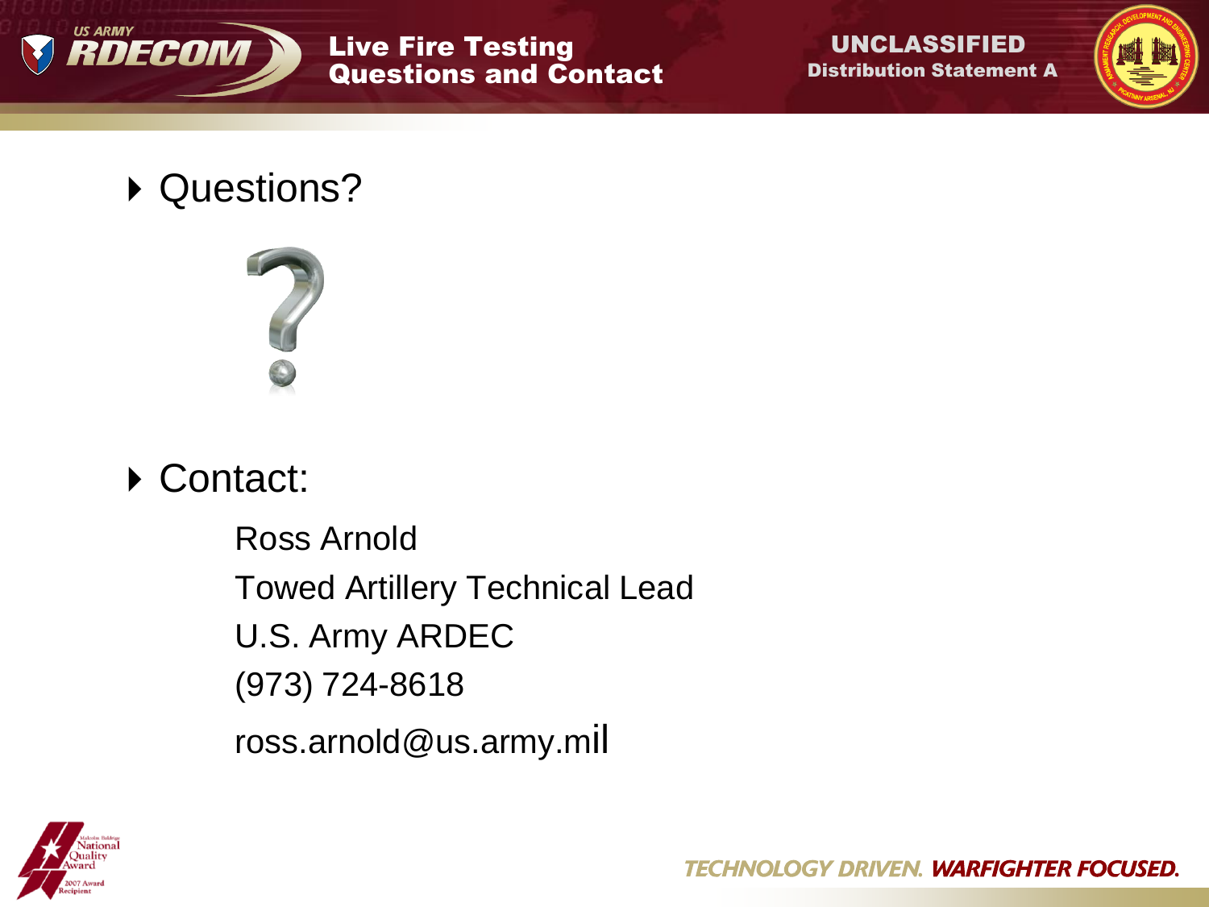# Live Fire Testing Questions and Contact

UNCLASSIFIED
Distribution Statement A

- Questions?

- Contact:

  Ross Arnold
  Towed Artillery Technical Lead
  U.S. Army ARDEC
  (973) 724-8618
  ross.arnold@us.army.mil

TECHNOLOGY DRIVEN. WARFIGHTER FOCUSED.